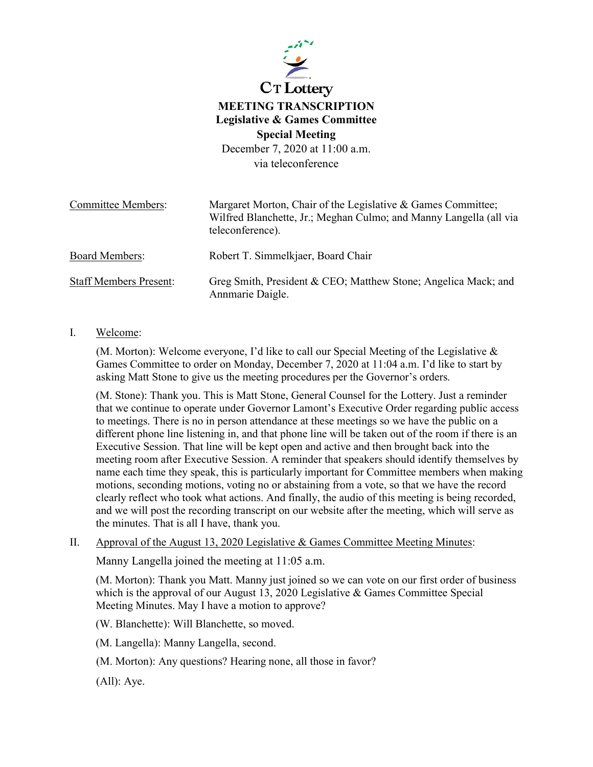CT Lottery

# MEETING TRANSCRIPTION

## Legislative & Games Committee

## Special Meeting

December 7, 2020 at 11:00 a.m.
via teleconference

| | |
|---|---|
| Committee Members: | Margaret Morton, Chair of the Legislative & Games Committee; Wilfred Blanchette, Jr.; Meghan Culmo; and Manny Langella (all via teleconference). |
| Board Members: | Robert T. Simmelkjaer, Board Chair |
| Staff Members Present: | Greg Smith, President & CEO; Matthew Stone; Angelica Mack; and Annmarie Daigle. |

I. Welcome:

(M. Morton): Welcome everyone, I'd like to call our Special Meeting of the Legislative & Games Committee to order on Monday, December 7, 2020 at 11:04 a.m. I'd like to start by asking Matt Stone to give us the meeting procedures per the Governor's orders.

(M. Stone): Thank you. This is Matt Stone, General Counsel for the Lottery. Just a reminder that we continue to operate under Governor Lamont's Executive Order regarding public access to meetings. There is no in person attendance at these meetings so we have the public on a different phone line listening in, and that phone line will be taken out of the room if there is an Executive Session. That line will be kept open and active and then brought back into the meeting room after Executive Session. A reminder that speakers should identify themselves by name each time they speak, this is particularly important for Committee members when making motions, seconding motions, voting no or abstaining from a vote, so that we have the record clearly reflect who took what actions. And finally, the audio of this meeting is being recorded, and we will post the recording transcript on our website after the meeting, which will serve as the minutes. That is all I have, thank you.

II. Approval of the August 13, 2020 Legislative & Games Committee Meeting Minutes:

Manny Langella joined the meeting at 11:05 a.m.

(M. Morton): Thank you Matt. Manny just joined so we can vote on our first order of business which is the approval of our August 13, 2020 Legislative & Games Committee Special Meeting Minutes. May I have a motion to approve?

(W. Blanchette): Will Blanchette, so moved.

(M. Langella): Manny Langella, second.

(M. Morton): Any questions? Hearing none, all those in favor?

(All): Aye.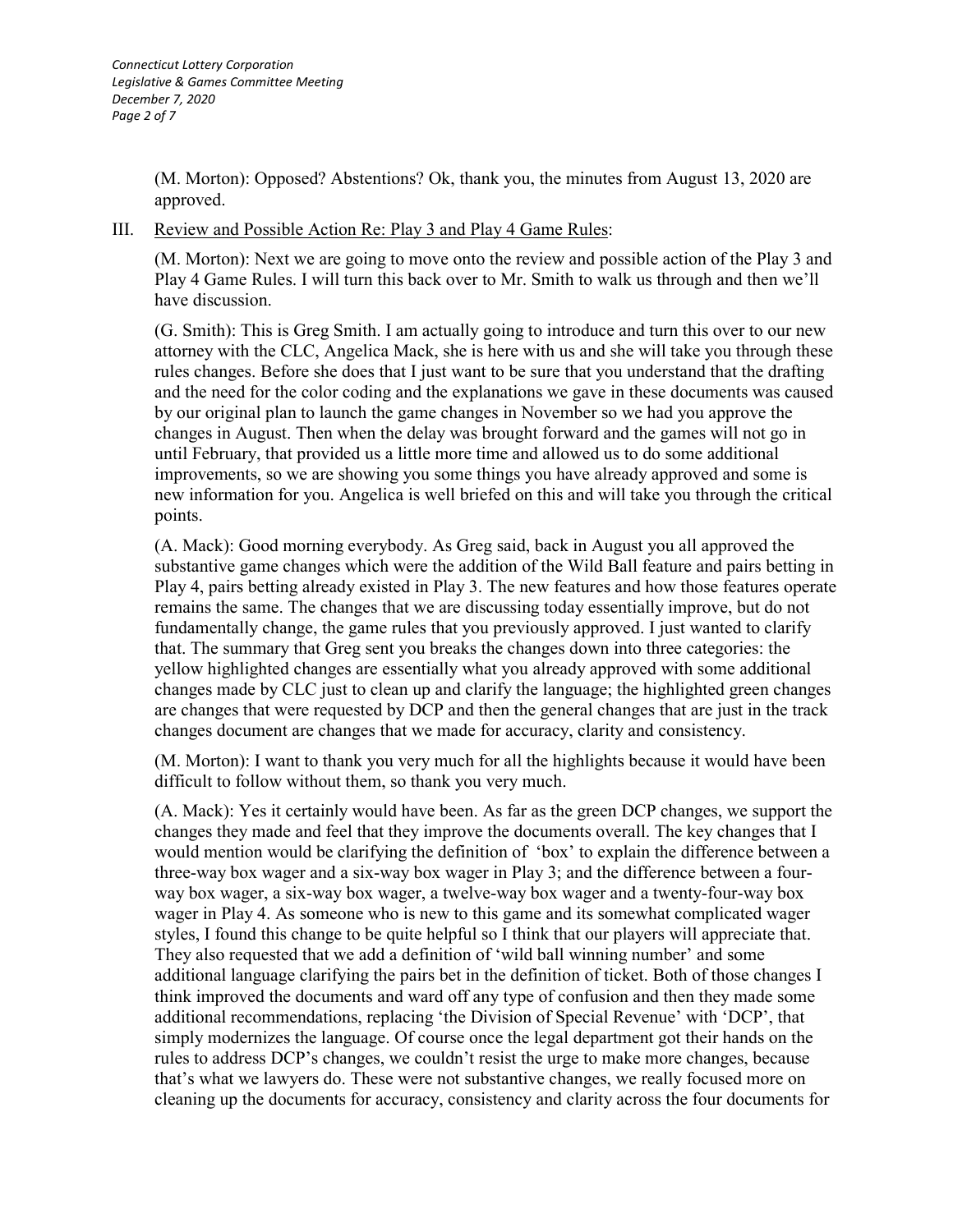(M. Morton): Opposed? Abstentions? Ok, thank you, the minutes from August 13, 2020 are approved.

III. Review and Possible Action Re: Play 3 and Play 4 Game Rules:

(M. Morton): Next we are going to move onto the review and possible action of the Play 3 and Play 4 Game Rules. I will turn this back over to Mr. Smith to walk us through and then we'll have discussion.

(G. Smith): This is Greg Smith. I am actually going to introduce and turn this over to our new attorney with the CLC, Angelica Mack, she is here with us and she will take you through these rules changes. Before she does that I just want to be sure that you understand that the drafting and the need for the color coding and the explanations we gave in these documents was caused by our original plan to launch the game changes in November so we had you approve the changes in August. Then when the delay was brought forward and the games will not go in until February, that provided us a little more time and allowed us to do some additional improvements, so we are showing you some things you have already approved and some is new information for you. Angelica is well briefed on this and will take you through the critical points.

(A. Mack): Good morning everybody. As Greg said, back in August you all approved the substantive game changes which were the addition of the Wild Ball feature and pairs betting in Play 4, pairs betting already existed in Play 3. The new features and how those features operate remains the same. The changes that we are discussing today essentially improve, but do not fundamentally change, the game rules that you previously approved. I just wanted to clarify that. The summary that Greg sent you breaks the changes down into three categories: the yellow highlighted changes are essentially what you already approved with some additional changes made by CLC just to clean up and clarify the language; the highlighted green changes are changes that were requested by DCP and then the general changes that are just in the track changes document are changes that we made for accuracy, clarity and consistency.

(M. Morton): I want to thank you very much for all the highlights because it would have been difficult to follow without them, so thank you very much.

(A. Mack): Yes it certainly would have been. As far as the green DCP changes, we support the changes they made and feel that they improve the documents overall. The key changes that I would mention would be clarifying the definition of 'box' to explain the difference between a three-way box wager and a six-way box wager in Play 3; and the difference between a four-way box wager, a six-way box wager, a twelve-way box wager and a twenty-four-way box wager in Play 4. As someone who is new to this game and its somewhat complicated wager styles, I found this change to be quite helpful so I think that our players will appreciate that. They also requested that we add a definition of 'wild ball winning number' and some additional language clarifying the pairs bet in the definition of ticket. Both of those changes I think improved the documents and ward off any type of confusion and then they made some additional recommendations, replacing 'the Division of Special Revenue' with 'DCP', that simply modernizes the language. Of course once the legal department got their hands on the rules to address DCP's changes, we couldn't resist the urge to make more changes, because that's what we lawyers do. These were not substantive changes, we really focused more on cleaning up the documents for accuracy, consistency and clarity across the four documents for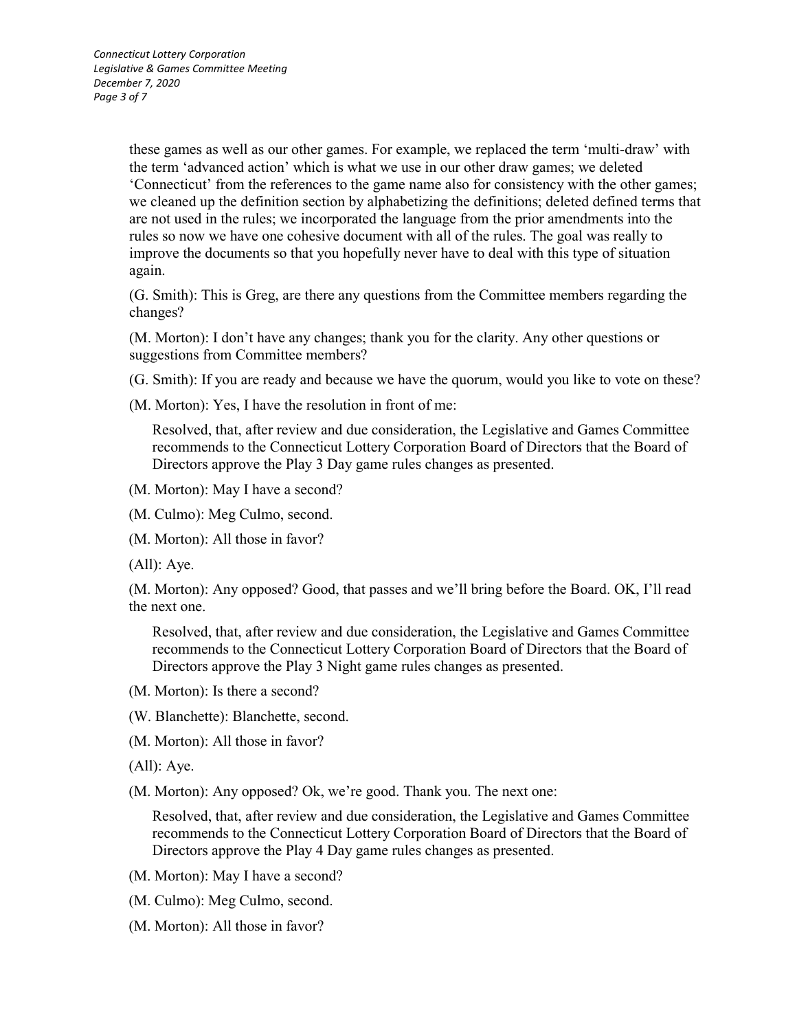these games as well as our other games. For example, we replaced the term 'multi-draw' with the term 'advanced action' which is what we use in our other draw games; we deleted 'Connecticut' from the references to the game name also for consistency with the other games; we cleaned up the definition section by alphabetizing the definitions; deleted defined terms that are not used in the rules; we incorporated the language from the prior amendments into the rules so now we have one cohesive document with all of the rules. The goal was really to improve the documents so that you hopefully never have to deal with this type of situation again.

(G. Smith): This is Greg, are there any questions from the Committee members regarding the changes?

(M. Morton): I don't have any changes; thank you for the clarity. Any other questions or suggestions from Committee members?

(G. Smith): If you are ready and because we have the quorum, would you like to vote on these?

(M. Morton): Yes, I have the resolution in front of me:

> Resolved, that, after review and due consideration, the Legislative and Games Committee recommends to the Connecticut Lottery Corporation Board of Directors that the Board of Directors approve the Play 3 Day game rules changes as presented.

(M. Morton): May I have a second?

(M. Culmo): Meg Culmo, second.

(M. Morton): All those in favor?

(All): Aye.

(M. Morton): Any opposed? Good, that passes and we'll bring before the Board. OK, I'll read the next one.

> Resolved, that, after review and due consideration, the Legislative and Games Committee recommends to the Connecticut Lottery Corporation Board of Directors that the Board of Directors approve the Play 3 Night game rules changes as presented.

(M. Morton): Is there a second?

(W. Blanchette): Blanchette, second.

(M. Morton): All those in favor?

(All): Aye.

(M. Morton): Any opposed? Ok, we're good. Thank you. The next one:

> Resolved, that, after review and due consideration, the Legislative and Games Committee recommends to the Connecticut Lottery Corporation Board of Directors that the Board of Directors approve the Play 4 Day game rules changes as presented.

(M. Morton): May I have a second?

(M. Culmo): Meg Culmo, second.

(M. Morton): All those in favor?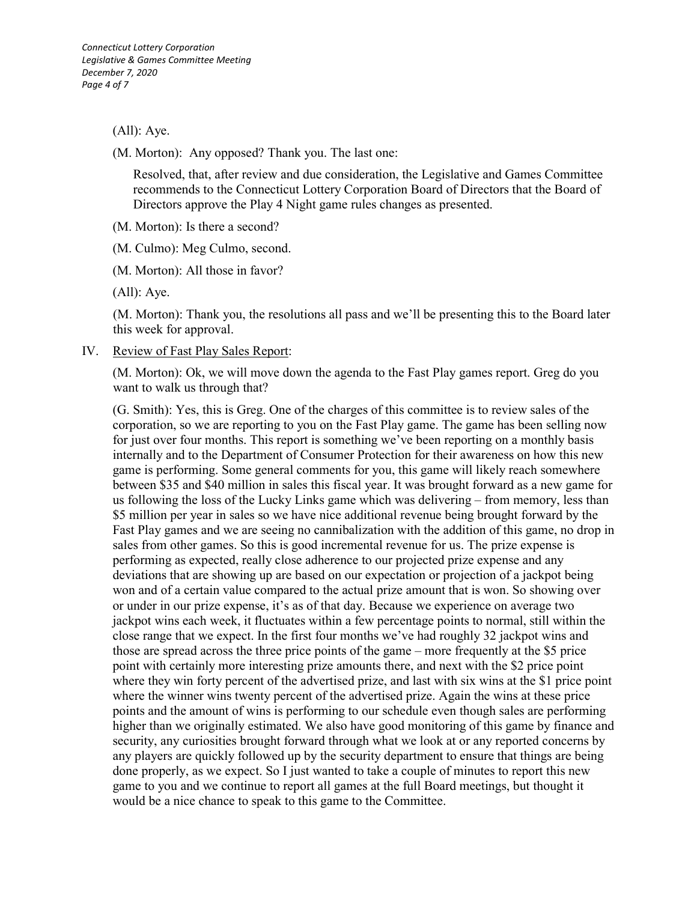(All): Aye.

(M. Morton): Any opposed? Thank you. The last one:

> Resolved, that, after review and due consideration, the Legislative and Games Committee recommends to the Connecticut Lottery Corporation Board of Directors that the Board of Directors approve the Play 4 Night game rules changes as presented.

(M. Morton): Is there a second?

(M. Culmo): Meg Culmo, second.

(M. Morton): All those in favor?

(All): Aye.

(M. Morton): Thank you, the resolutions all pass and we'll be presenting this to the Board later this week for approval.

IV. Review of Fast Play Sales Report:

(M. Morton): Ok, we will move down the agenda to the Fast Play games report. Greg do you want to walk us through that?

(G. Smith): Yes, this is Greg. One of the charges of this committee is to review sales of the corporation, so we are reporting to you on the Fast Play game. The game has been selling now for just over four months. This report is something we've been reporting on a monthly basis internally and to the Department of Consumer Protection for their awareness on how this new game is performing. Some general comments for you, this game will likely reach somewhere between \$35 and \$40 million in sales this fiscal year. It was brought forward as a new game for us following the loss of the Lucky Links game which was delivering – from memory, less than \$5 million per year in sales so we have nice additional revenue being brought forward by the Fast Play games and we are seeing no cannibalization with the addition of this game, no drop in sales from other games. So this is good incremental revenue for us. The prize expense is performing as expected, really close adherence to our projected prize expense and any deviations that are showing up are based on our expectation or projection of a jackpot being won and of a certain value compared to the actual prize amount that is won. So showing over or under in our prize expense, it's as of that day. Because we experience on average two jackpot wins each week, it fluctuates within a few percentage points to normal, still within the close range that we expect. In the first four months we've had roughly 32 jackpot wins and those are spread across the three price points of the game – more frequently at the \$5 price point with certainly more interesting prize amounts there, and next with the \$2 price point where they win forty percent of the advertised prize, and last with six wins at the \$1 price point where the winner wins twenty percent of the advertised prize. Again the wins at these price points and the amount of wins is performing to our schedule even though sales are performing higher than we originally estimated. We also have good monitoring of this game by finance and security, any curiosities brought forward through what we look at or any reported concerns by any players are quickly followed up by the security department to ensure that things are being done properly, as we expect. So I just wanted to take a couple of minutes to report this new game to you and we continue to report all games at the full Board meetings, but thought it would be a nice chance to speak to this game to the Committee.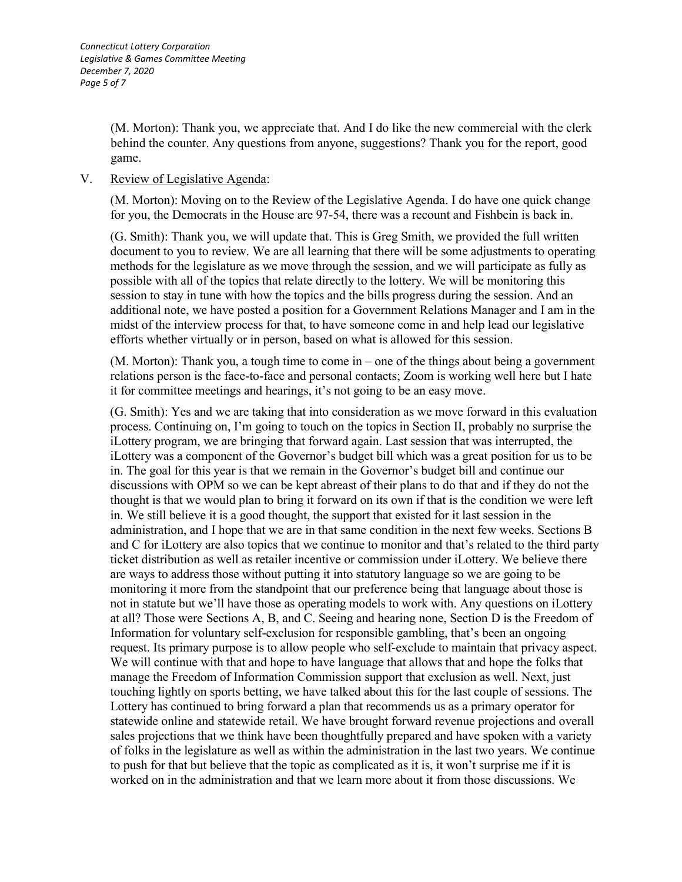(M. Morton): Thank you, we appreciate that. And I do like the new commercial with the clerk behind the counter. Any questions from anyone, suggestions? Thank you for the report, good game.

V. Review of Legislative Agenda:

(M. Morton): Moving on to the Review of the Legislative Agenda. I do have one quick change for you, the Democrats in the House are 97-54, there was a recount and Fishbein is back in.

(G. Smith): Thank you, we will update that. This is Greg Smith, we provided the full written document to you to review. We are all learning that there will be some adjustments to operating methods for the legislature as we move through the session, and we will participate as fully as possible with all of the topics that relate directly to the lottery. We will be monitoring this session to stay in tune with how the topics and the bills progress during the session. And an additional note, we have posted a position for a Government Relations Manager and I am in the midst of the interview process for that, to have someone come in and help lead our legislative efforts whether virtually or in person, based on what is allowed for this session.

(M. Morton): Thank you, a tough time to come in – one of the things about being a government relations person is the face-to-face and personal contacts; Zoom is working well here but I hate it for committee meetings and hearings, it's not going to be an easy move.

(G. Smith): Yes and we are taking that into consideration as we move forward in this evaluation process. Continuing on, I'm going to touch on the topics in Section II, probably no surprise the iLottery program, we are bringing that forward again. Last session that was interrupted, the iLottery was a component of the Governor's budget bill which was a great position for us to be in. The goal for this year is that we remain in the Governor's budget bill and continue our discussions with OPM so we can be kept abreast of their plans to do that and if they do not the thought is that we would plan to bring it forward on its own if that is the condition we were left in. We still believe it is a good thought, the support that existed for it last session in the administration, and I hope that we are in that same condition in the next few weeks. Sections B and C for iLottery are also topics that we continue to monitor and that's related to the third party ticket distribution as well as retailer incentive or commission under iLottery. We believe there are ways to address those without putting it into statutory language so we are going to be monitoring it more from the standpoint that our preference being that language about those is not in statute but we'll have those as operating models to work with. Any questions on iLottery at all? Those were Sections A, B, and C. Seeing and hearing none, Section D is the Freedom of Information for voluntary self-exclusion for responsible gambling, that's been an ongoing request. Its primary purpose is to allow people who self-exclude to maintain that privacy aspect. We will continue with that and hope to have language that allows that and hope the folks that manage the Freedom of Information Commission support that exclusion as well. Next, just touching lightly on sports betting, we have talked about this for the last couple of sessions. The Lottery has continued to bring forward a plan that recommends us as a primary operator for statewide online and statewide retail. We have brought forward revenue projections and overall sales projections that we think have been thoughtfully prepared and have spoken with a variety of folks in the legislature as well as within the administration in the last two years. We continue to push for that but believe that the topic as complicated as it is, it won't surprise me if it is worked on in the administration and that we learn more about it from those discussions. We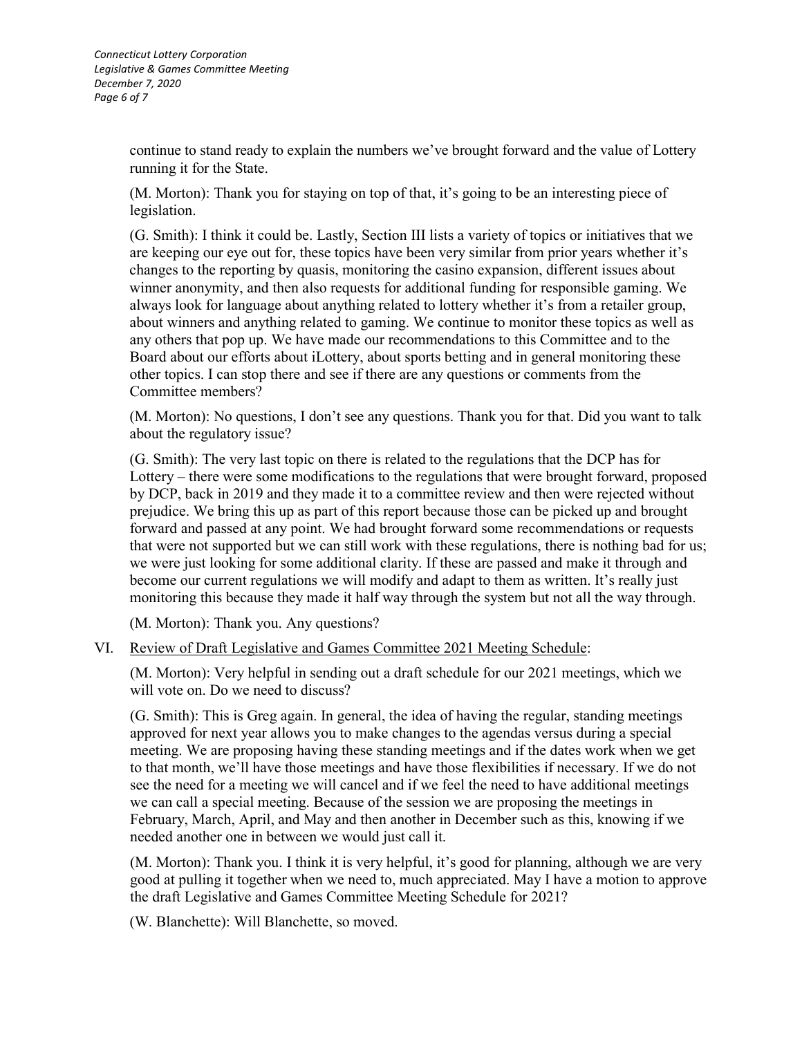continue to stand ready to explain the numbers we've brought forward and the value of Lottery running it for the State.

(M. Morton): Thank you for staying on top of that, it's going to be an interesting piece of legislation.

(G. Smith): I think it could be. Lastly, Section III lists a variety of topics or initiatives that we are keeping our eye out for, these topics have been very similar from prior years whether it's changes to the reporting by quasis, monitoring the casino expansion, different issues about winner anonymity, and then also requests for additional funding for responsible gaming. We always look for language about anything related to lottery whether it's from a retailer group, about winners and anything related to gaming. We continue to monitor these topics as well as any others that pop up. We have made our recommendations to this Committee and to the Board about our efforts about iLottery, about sports betting and in general monitoring these other topics. I can stop there and see if there are any questions or comments from the Committee members?

(M. Morton): No questions, I don't see any questions. Thank you for that. Did you want to talk about the regulatory issue?

(G. Smith): The very last topic on there is related to the regulations that the DCP has for Lottery – there were some modifications to the regulations that were brought forward, proposed by DCP, back in 2019 and they made it to a committee review and then were rejected without prejudice. We bring this up as part of this report because those can be picked up and brought forward and passed at any point. We had brought forward some recommendations or requests that were not supported but we can still work with these regulations, there is nothing bad for us; we were just looking for some additional clarity. If these are passed and make it through and become our current regulations we will modify and adapt to them as written. It's really just monitoring this because they made it half way through the system but not all the way through.

(M. Morton): Thank you. Any questions?

VI. <u>Review of Draft Legislative and Games Committee 2021 Meeting Schedule</u>:

(M. Morton): Very helpful in sending out a draft schedule for our 2021 meetings, which we will vote on. Do we need to discuss?

(G. Smith): This is Greg again. In general, the idea of having the regular, standing meetings approved for next year allows you to make changes to the agendas versus during a special meeting. We are proposing having these standing meetings and if the dates work when we get to that month, we'll have those meetings and have those flexibilities if necessary. If we do not see the need for a meeting we will cancel and if we feel the need to have additional meetings we can call a special meeting. Because of the session we are proposing the meetings in February, March, April, and May and then another in December such as this, knowing if we needed another one in between we would just call it.

(M. Morton): Thank you. I think it is very helpful, it's good for planning, although we are very good at pulling it together when we need to, much appreciated. May I have a motion to approve the draft Legislative and Games Committee Meeting Schedule for 2021?

(W. Blanchette): Will Blanchette, so moved.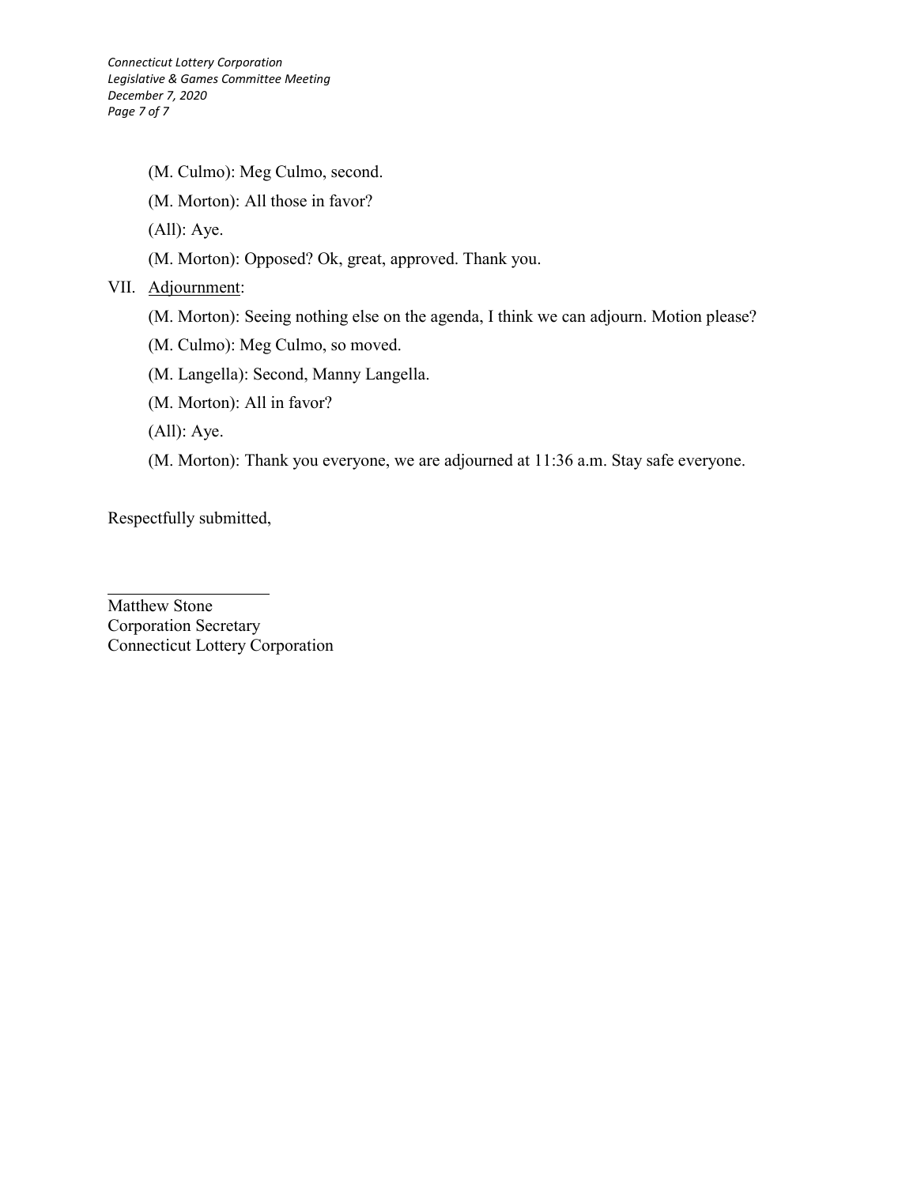(M. Culmo): Meg Culmo, second.

(M. Morton): All those in favor?

(All): Aye.

(M. Morton): Opposed? Ok, great, approved. Thank you.

VII. Adjournment:

(M. Morton): Seeing nothing else on the agenda, I think we can adjourn. Motion please?

(M. Culmo): Meg Culmo, so moved.

(M. Langella): Second, Manny Langella.

(M. Morton): All in favor?

(All): Aye.

(M. Morton): Thank you everyone, we are adjourned at 11:36 a.m. Stay safe everyone.

Respectfully submitted,

\_\_\_\_\_\_\_\_\_\_\_\_\_\_\_\_\_\_\_\_

Matthew Stone
Corporation Secretary
Connecticut Lottery Corporation